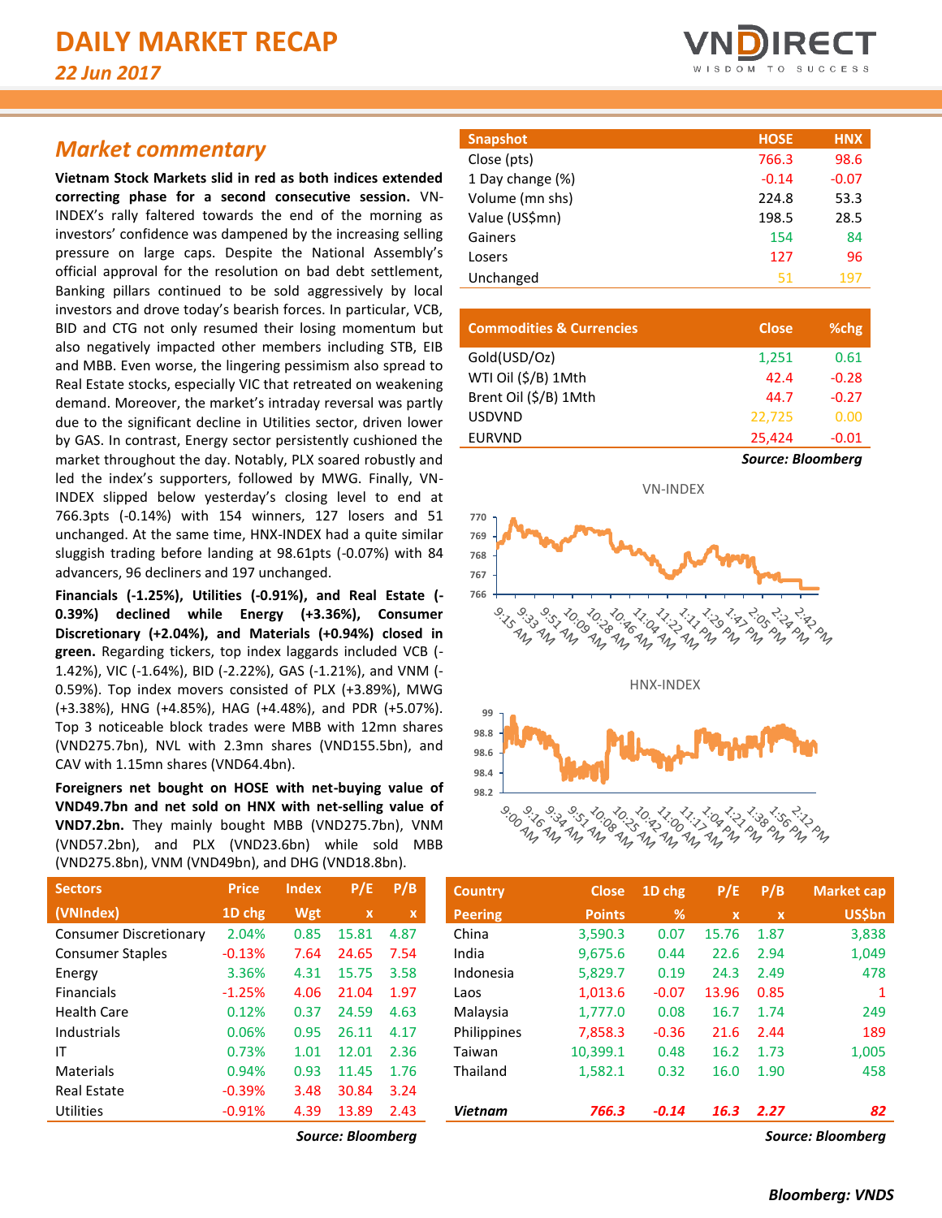# DAILY MARKET RECAP

*22 Jun 2017*

## Market commentary

**Vietnam Stock Markets slid in red as both indices extended correcting phase for a second consecutive session.** VN-INDEX's rally faltered towards the end of the morning as investors' confidence was dampened by the increasing selling pressure on large caps. Despite the National Assembly's official approval for the resolution on bad debt settlement, Banking pillars continued to be sold aggressively by local investors and drove today's bearish forces. In particular, VCB, BID and CTG not only resumed their losing momentum but also negatively impacted other members including STB, EIB and MBB. Even worse, the lingering pessimism also spread to Real Estate stocks, especially VIC that retreated on weakening demand. Moreover, the market's intraday reversal was partly due to the significant decline in Utilities sector, driven lower by GAS. In contrast, Energy sector persistently cushioned the market throughout the day. Notably, PLX soared robustly and led the index's supporters, followed by MWG. Finally, VN-INDEX slipped below yesterday's closing level to end at 766.3pts (-0.14%) with 154 winners, 127 losers and 51 unchanged. At the same time, HNX-INDEX had a quite similar sluggish trading before landing at 98.61pts (-0.07%) with 84 advancers, 96 decliners and 197 unchanged.

**Financials (-1.25%), Utilities (-0.91%), and Real Estate (-0.39%) declined while Energy (+3.36%), Consumer Discretionary (+2.04%), and Materials (+0.94%) closed in green.** Regarding tickers, top index laggards included VCB (-1.42%), VIC (-1.64%), BID (-2.22%), GAS (-1.21%), and VNM (-0.59%). Top index movers consisted of PLX (+3.89%), MWG (+3.38%), HNG (+4.85%), HAG (+4.48%), and PDR (+5.07%). Top 3 noticeable block trades were MBB with 12mn shares (VND275.7bn), NVL with 2.3mn shares (VND155.5bn), and CAV with 1.15mn shares (VND64.4bn).

**Foreigners net bought on HOSE with net-buying value of VND49.7bn and net sold on HNX with net-selling value of VND7.2bn.** They mainly bought MBB (VND275.7bn), VNM (VND57.2bn), and PLX (VND23.6bn) while sold MBB (VND275.8bn), VNM (VND49bn), and DHG (VND18.8bn).

| Snapshot | HOSE | HNX |
|---|---|---|
| Close (pts) | 766.3 | 98.6 |
| 1 Day change (%) | -0.14 | -0.07 |
| Volume (mn shs) | 224.8 | 53.3 |
| Value (US$mn) | 198.5 | 28.5 |
| Gainers | 154 | 84 |
| Losers | 127 | 96 |
| Unchanged | 51 | 197 |

| Commodities & Currencies | Close | %chg |
|---|---|---|
| Gold(USD/Oz) | 1,251 | 0.61 |
| WTI Oil ($/B) 1Mth | 42.4 | -0.28 |
| Brent Oil ($/B) 1Mth | 44.7 | -0.27 |
| USDVND | 22,725 | 0.00 |
| EURVND | 25,424 | -0.01 |

*Source: Bloomberg*

VN-INDEX

HNX-INDEX

| Sectors (VNIndex) | Price 1D chg | Index Wgt | P/E x | P/B x |
|---|---|---|---|---|
| Consumer Discretionary | 2.04% | 0.85 | 15.81 | 4.87 |
| Consumer Staples | -0.13% | 7.64 | 24.65 | 7.54 |
| Energy | 3.36% | 4.31 | 15.75 | 3.58 |
| Financials | -1.25% | 4.06 | 21.04 | 1.97 |
| Health Care | 0.12% | 0.37 | 24.59 | 4.63 |
| Industrials | 0.06% | 0.95 | 26.11 | 4.17 |
| IT | 0.73% | 1.01 | 12.01 | 2.36 |
| Materials | 0.94% | 0.93 | 11.45 | 1.76 |
| Real Estate | -0.39% | 3.48 | 30.84 | 3.24 |
| Utilities | -0.91% | 4.39 | 13.89 | 2.43 |

*Source: Bloomberg*

| Country Peering | Close Points | 1D chg % | P/E x | P/B x | Market cap US$bn |
|---|---|---|---|---|---|
| China | 3,590.3 | 0.07 | 15.76 | 1.87 | 3,838 |
| India | 9,675.6 | 0.44 | 22.6 | 2.94 | 1,049 |
| Indonesia | 5,829.7 | 0.19 | 24.3 | 2.49 | 478 |
| Laos | 1,013.6 | -0.07 | 13.96 | 0.85 | 1 |
| Malaysia | 1,777.0 | 0.08 | 16.7 | 1.74 | 249 |
| Philippines | 7,858.3 | -0.36 | 21.6 | 2.44 | 189 |
| Taiwan | 10,399.1 | 0.48 | 16.2 | 1.73 | 1,005 |
| Thailand | 1,582.1 | 0.32 | 16.0 | 1.90 | 458 |
| ***Vietnam*** | ***766.3*** | ***-0.14*** | ***16.3*** | ***2.27*** | ***82*** |

*Source: Bloomberg*

***Bloomberg: VNDS***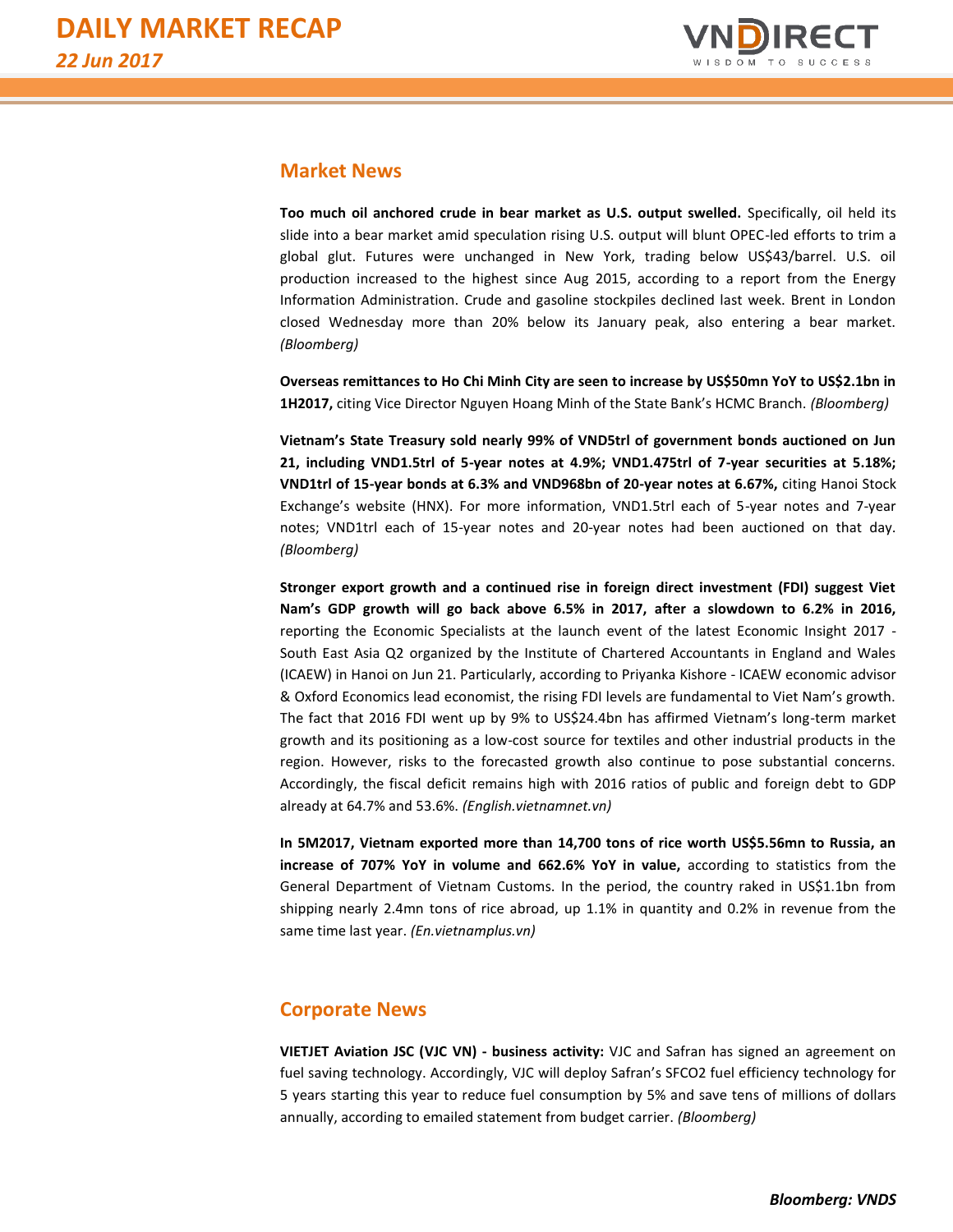## Market News

**Too much oil anchored crude in bear market as U.S. output swelled.** Specifically, oil held its slide into a bear market amid speculation rising U.S. output will blunt OPEC-led efforts to trim a global glut. Futures were unchanged in New York, trading below US$43/barrel. U.S. oil production increased to the highest since Aug 2015, according to a report from the Energy Information Administration. Crude and gasoline stockpiles declined last week. Brent in London closed Wednesday more than 20% below its January peak, also entering a bear market. *(Bloomberg)*

**Overseas remittances to Ho Chi Minh City are seen to increase by US$50mn YoY to US$2.1bn in 1H2017,** citing Vice Director Nguyen Hoang Minh of the State Bank's HCMC Branch. *(Bloomberg)*

**Vietnam's State Treasury sold nearly 99% of VND5trl of government bonds auctioned on Jun 21, including VND1.5trl of 5-year notes at 4.9%; VND1.475trl of 7-year securities at 5.18%; VND1trl of 15-year bonds at 6.3% and VND968bn of 20-year notes at 6.67%,** citing Hanoi Stock Exchange's website (HNX). For more information, VND1.5trl each of 5-year notes and 7-year notes; VND1trl each of 15-year notes and 20-year notes had been auctioned on that day. *(Bloomberg)*

**Stronger export growth and a continued rise in foreign direct investment (FDI) suggest Viet Nam's GDP growth will go back above 6.5% in 2017, after a slowdown to 6.2% in 2016,** reporting the Economic Specialists at the launch event of the latest Economic Insight 2017 - South East Asia Q2 organized by the Institute of Chartered Accountants in England and Wales (ICAEW) in Hanoi on Jun 21. Particularly, according to Priyanka Kishore - ICAEW economic advisor & Oxford Economics lead economist, the rising FDI levels are fundamental to Viet Nam's growth. The fact that 2016 FDI went up by 9% to US$24.4bn has affirmed Vietnam's long-term market growth and its positioning as a low-cost source for textiles and other industrial products in the region. However, risks to the forecasted growth also continue to pose substantial concerns. Accordingly, the fiscal deficit remains high with 2016 ratios of public and foreign debt to GDP already at 64.7% and 53.6%. *(English.vietnamnet.vn)*

**In 5M2017, Vietnam exported more than 14,700 tons of rice worth US$5.56mn to Russia, an increase of 707% YoY in volume and 662.6% YoY in value,** according to statistics from the General Department of Vietnam Customs. In the period, the country raked in US$1.1bn from shipping nearly 2.4mn tons of rice abroad, up 1.1% in quantity and 0.2% in revenue from the same time last year. *(En.vietnamplus.vn)*

## Corporate News

**VIETJET Aviation JSC (VJC VN) - business activity:** VJC and Safran has signed an agreement on fuel saving technology. Accordingly, VJC will deploy Safran's SFCO2 fuel efficiency technology for 5 years starting this year to reduce fuel consumption by 5% and save tens of millions of dollars annually, according to emailed statement from budget carrier. *(Bloomberg)*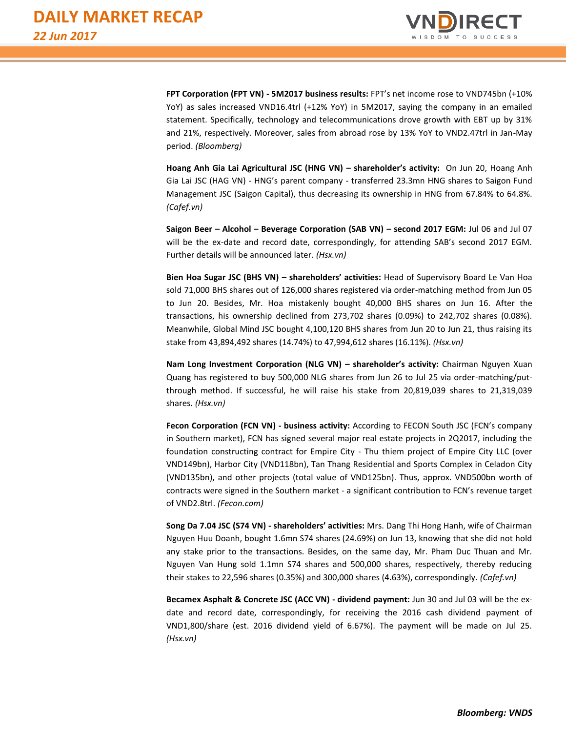**FPT Corporation (FPT VN) - 5M2017 business results:** FPT's net income rose to VND745bn (+10% YoY) as sales increased VND16.4trl (+12% YoY) in 5M2017, saying the company in an emailed statement. Specifically, technology and telecommunications drove growth with EBT up by 31% and 21%, respectively. Moreover, sales from abroad rose by 13% YoY to VND2.47trl in Jan-May period. *(Bloomberg)*

**Hoang Anh Gia Lai Agricultural JSC (HNG VN) – shareholder's activity:** On Jun 20, Hoang Anh Gia Lai JSC (HAG VN) - HNG's parent company - transferred 23.3mn HNG shares to Saigon Fund Management JSC (Saigon Capital), thus decreasing its ownership in HNG from 67.84% to 64.8%. *(Cafef.vn)*

**Saigon Beer – Alcohol – Beverage Corporation (SAB VN) – second 2017 EGM:** Jul 06 and Jul 07 will be the ex-date and record date, correspondingly, for attending SAB's second 2017 EGM. Further details will be announced later. *(Hsx.vn)*

**Bien Hoa Sugar JSC (BHS VN) – shareholders' activities:** Head of Supervisory Board Le Van Hoa sold 71,000 BHS shares out of 126,000 shares registered via order-matching method from Jun 05 to Jun 20. Besides, Mr. Hoa mistakenly bought 40,000 BHS shares on Jun 16. After the transactions, his ownership declined from 273,702 shares (0.09%) to 242,702 shares (0.08%). Meanwhile, Global Mind JSC bought 4,100,120 BHS shares from Jun 20 to Jun 21, thus raising its stake from 43,894,492 shares (14.74%) to 47,994,612 shares (16.11%). *(Hsx.vn)*

**Nam Long Investment Corporation (NLG VN) – shareholder's activity:** Chairman Nguyen Xuan Quang has registered to buy 500,000 NLG shares from Jun 26 to Jul 25 via order-matching/put-through method. If successful, he will raise his stake from 20,819,039 shares to 21,319,039 shares. *(Hsx.vn)*

**Fecon Corporation (FCN VN) - business activity:** According to FECON South JSC (FCN's company in Southern market), FCN has signed several major real estate projects in 2Q2017, including the foundation constructing contract for Empire City - Thu thiem project of Empire City LLC (over VND149bn), Harbor City (VND118bn), Tan Thang Residential and Sports Complex in Celadon City (VND135bn), and other projects (total value of VND125bn). Thus, approx. VND500bn worth of contracts were signed in the Southern market - a significant contribution to FCN's revenue target of VND2.8trl. *(Fecon.com)*

**Song Da 7.04 JSC (S74 VN) - shareholders' activities:** Mrs. Dang Thi Hong Hanh, wife of Chairman Nguyen Huu Doanh, bought 1.6mn S74 shares (24.69%) on Jun 13, knowing that she did not hold any stake prior to the transactions. Besides, on the same day, Mr. Pham Duc Thuan and Mr. Nguyen Van Hung sold 1.1mn S74 shares and 500,000 shares, respectively, thereby reducing their stakes to 22,596 shares (0.35%) and 300,000 shares (4.63%), correspondingly. *(Cafef.vn)*

**Becamex Asphalt & Concrete JSC (ACC VN) - dividend payment:** Jun 30 and Jul 03 will be the ex-date and record date, correspondingly, for receiving the 2016 cash dividend payment of VND1,800/share (est. 2016 dividend yield of 6.67%). The payment will be made on Jul 25. *(Hsx.vn)*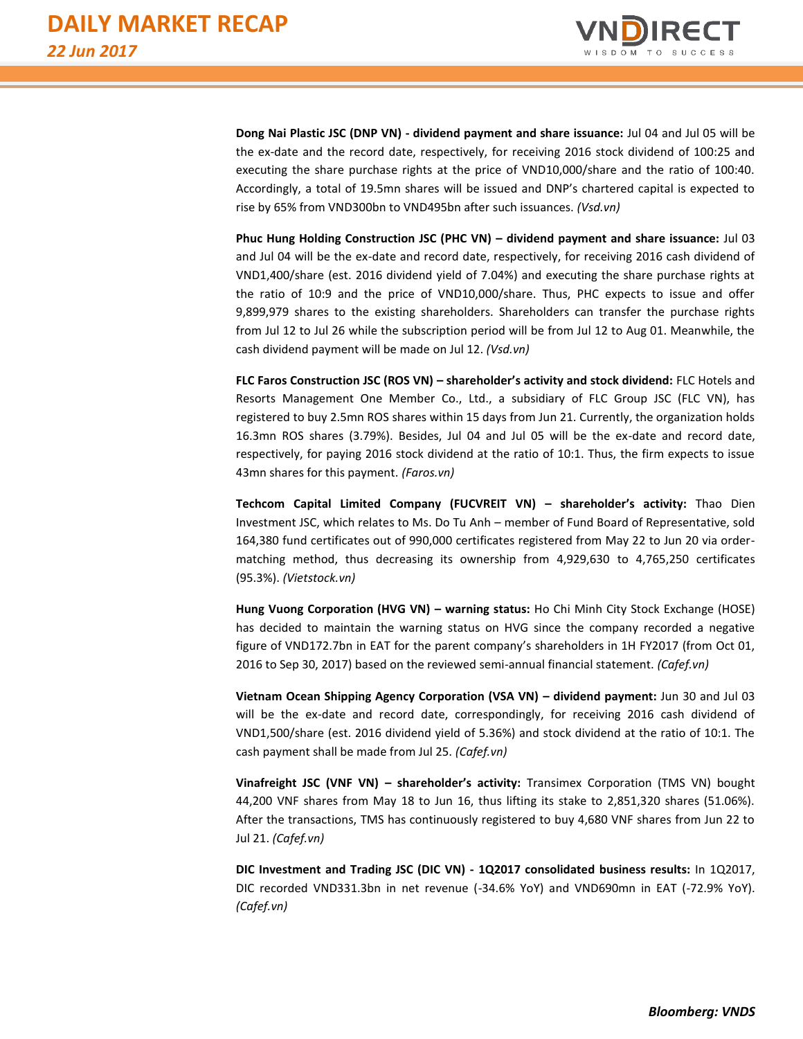**Dong Nai Plastic JSC (DNP VN) - dividend payment and share issuance:** Jul 04 and Jul 05 will be the ex-date and the record date, respectively, for receiving 2016 stock dividend of 100:25 and executing the share purchase rights at the price of VND10,000/share and the ratio of 100:40. Accordingly, a total of 19.5mn shares will be issued and DNP's chartered capital is expected to rise by 65% from VND300bn to VND495bn after such issuances. *(Vsd.vn)*

**Phuc Hung Holding Construction JSC (PHC VN) – dividend payment and share issuance:** Jul 03 and Jul 04 will be the ex-date and record date, respectively, for receiving 2016 cash dividend of VND1,400/share (est. 2016 dividend yield of 7.04%) and executing the share purchase rights at the ratio of 10:9 and the price of VND10,000/share. Thus, PHC expects to issue and offer 9,899,979 shares to the existing shareholders. Shareholders can transfer the purchase rights from Jul 12 to Jul 26 while the subscription period will be from Jul 12 to Aug 01. Meanwhile, the cash dividend payment will be made on Jul 12. *(Vsd.vn)*

**FLC Faros Construction JSC (ROS VN) – shareholder's activity and stock dividend:** FLC Hotels and Resorts Management One Member Co., Ltd., a subsidiary of FLC Group JSC (FLC VN), has registered to buy 2.5mn ROS shares within 15 days from Jun 21. Currently, the organization holds 16.3mn ROS shares (3.79%). Besides, Jul 04 and Jul 05 will be the ex-date and record date, respectively, for paying 2016 stock dividend at the ratio of 10:1. Thus, the firm expects to issue 43mn shares for this payment. *(Faros.vn)*

**Techcom Capital Limited Company (FUCVREIT VN) – shareholder's activity:** Thao Dien Investment JSC, which relates to Ms. Do Tu Anh – member of Fund Board of Representative, sold 164,380 fund certificates out of 990,000 certificates registered from May 22 to Jun 20 via order-matching method, thus decreasing its ownership from 4,929,630 to 4,765,250 certificates (95.3%). *(Vietstock.vn)*

**Hung Vuong Corporation (HVG VN) – warning status:** Ho Chi Minh City Stock Exchange (HOSE) has decided to maintain the warning status on HVG since the company recorded a negative figure of VND172.7bn in EAT for the parent company's shareholders in 1H FY2017 (from Oct 01, 2016 to Sep 30, 2017) based on the reviewed semi-annual financial statement. *(Cafef.vn)*

**Vietnam Ocean Shipping Agency Corporation (VSA VN) – dividend payment:** Jun 30 and Jul 03 will be the ex-date and record date, correspondingly, for receiving 2016 cash dividend of VND1,500/share (est. 2016 dividend yield of 5.36%) and stock dividend at the ratio of 10:1. The cash payment shall be made from Jul 25. *(Cafef.vn)*

**Vinafreight JSC (VNF VN) – shareholder's activity:** Transimex Corporation (TMS VN) bought 44,200 VNF shares from May 18 to Jun 16, thus lifting its stake to 2,851,320 shares (51.06%). After the transactions, TMS has continuously registered to buy 4,680 VNF shares from Jun 22 to Jul 21. *(Cafef.vn)*

**DIC Investment and Trading JSC (DIC VN) - 1Q2017 consolidated business results:** In 1Q2017, DIC recorded VND331.3bn in net revenue (-34.6% YoY) and VND690mn in EAT (-72.9% YoY). *(Cafef.vn)*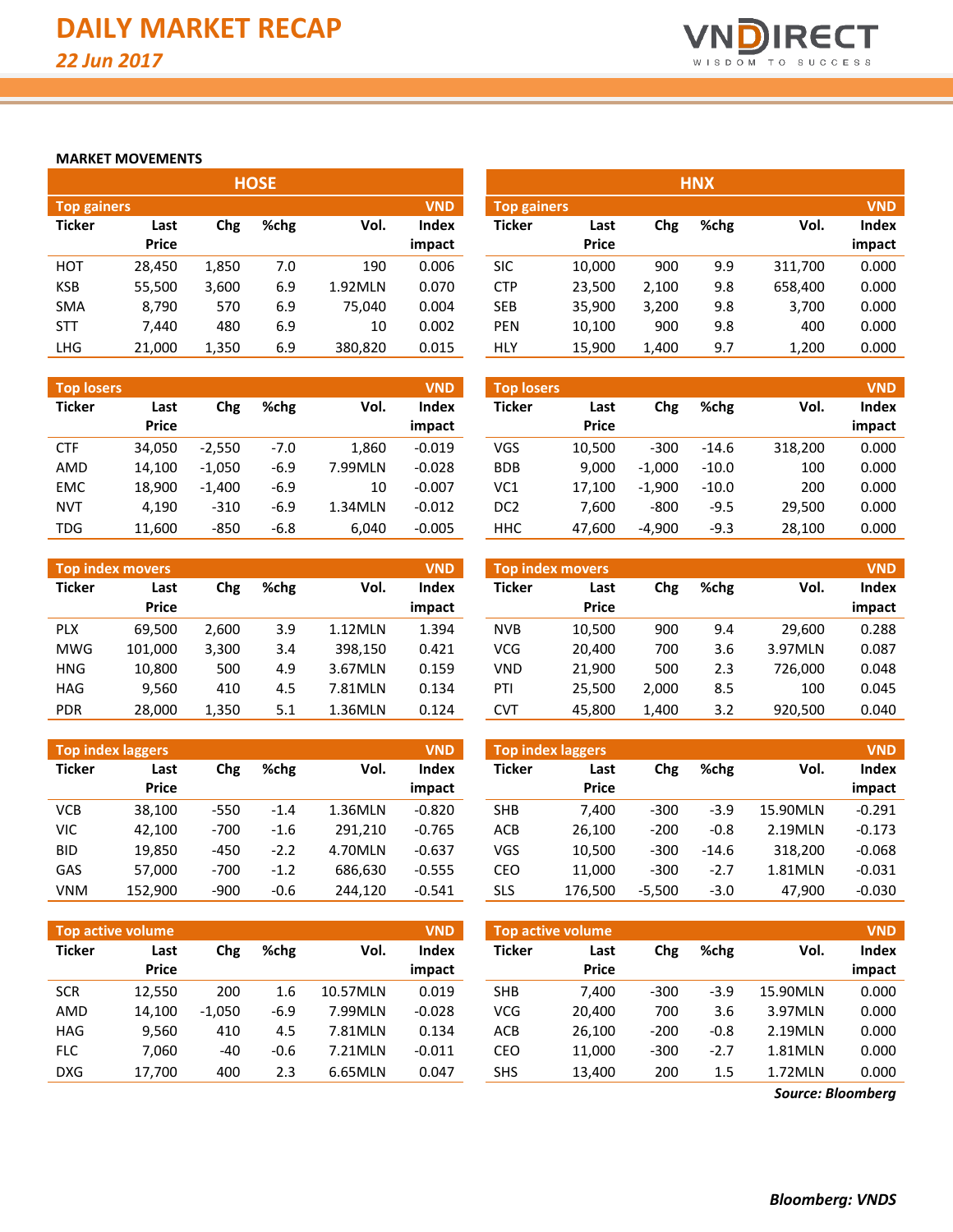# DAILY MARKET RECAP

*22 Jun 2017*

**MARKET MOVEMENTS**

## HOSE

**Top gainers** (VND)

| Ticker | Last Price | Chg | %chg | Vol. | Index impact |
|---|---|---|---|---|---|
| HOT | 28,450 | 1,850 | 7.0 | 190 | 0.006 |
| KSB | 55,500 | 3,600 | 6.9 | 1.92MLN | 0.070 |
| SMA | 8,790 | 570 | 6.9 | 75,040 | 0.004 |
| STT | 7,440 | 480 | 6.9 | 10 | 0.002 |
| LHG | 21,000 | 1,350 | 6.9 | 380,820 | 0.015 |

**Top losers** (VND)

| Ticker | Last Price | Chg | %chg | Vol. | Index impact |
|---|---|---|---|---|---|
| CTF | 34,050 | -2,550 | -7.0 | 1,860 | -0.019 |
| AMD | 14,100 | -1,050 | -6.9 | 7.99MLN | -0.028 |
| EMC | 18,900 | -1,400 | -6.9 | 10 | -0.007 |
| NVT | 4,190 | -310 | -6.9 | 1.34MLN | -0.012 |
| TDG | 11,600 | -850 | -6.8 | 6,040 | -0.005 |

**Top index movers** (VND)

| Ticker | Last Price | Chg | %chg | Vol. | Index impact |
|---|---|---|---|---|---|
| PLX | 69,500 | 2,600 | 3.9 | 1.12MLN | 1.394 |
| MWG | 101,000 | 3,300 | 3.4 | 398,150 | 0.421 |
| HNG | 10,800 | 500 | 4.9 | 3.67MLN | 0.159 |
| HAG | 9,560 | 410 | 4.5 | 7.81MLN | 0.134 |
| PDR | 28,000 | 1,350 | 5.1 | 1.36MLN | 0.124 |

**Top index laggers** (VND)

| Ticker | Last Price | Chg | %chg | Vol. | Index impact |
|---|---|---|---|---|---|
| VCB | 38,100 | -550 | -1.4 | 1.36MLN | -0.820 |
| VIC | 42,100 | -700 | -1.6 | 291,210 | -0.765 |
| BID | 19,850 | -450 | -2.2 | 4.70MLN | -0.637 |
| GAS | 57,000 | -700 | -1.2 | 686,630 | -0.555 |
| VNM | 152,900 | -900 | -0.6 | 244,120 | -0.541 |

**Top active volume** (VND)

| Ticker | Last Price | Chg | %chg | Vol. | Index impact |
|---|---|---|---|---|---|
| SCR | 12,550 | 200 | 1.6 | 10.57MLN | 0.019 |
| AMD | 14,100 | -1,050 | -6.9 | 7.99MLN | -0.028 |
| HAG | 9,560 | 410 | 4.5 | 7.81MLN | 0.134 |
| FLC | 7,060 | -40 | -0.6 | 7.21MLN | -0.011 |
| DXG | 17,700 | 400 | 2.3 | 6.65MLN | 0.047 |

## HNX

**Top gainers** (VND)

| Ticker | Last Price | Chg | %chg | Vol. | Index impact |
|---|---|---|---|---|---|
| SIC | 10,000 | 900 | 9.9 | 311,700 | 0.000 |
| CTP | 23,500 | 2,100 | 9.8 | 658,400 | 0.000 |
| SEB | 35,900 | 3,200 | 9.8 | 3,700 | 0.000 |
| PEN | 10,100 | 900 | 9.8 | 400 | 0.000 |
| HLY | 15,900 | 1,400 | 9.7 | 1,200 | 0.000 |

**Top losers** (VND)

| Ticker | Last Price | Chg | %chg | Vol. | Index impact |
|---|---|---|---|---|---|
| VGS | 10,500 | -300 | -14.6 | 318,200 | 0.000 |
| BDB | 9,000 | -1,000 | -10.0 | 100 | 0.000 |
| VC1 | 17,100 | -1,900 | -10.0 | 200 | 0.000 |
| DC2 | 7,600 | -800 | -9.5 | 29,500 | 0.000 |
| HHC | 47,600 | -4,900 | -9.3 | 28,100 | 0.000 |

**Top index movers** (VND)

| Ticker | Last Price | Chg | %chg | Vol. | Index impact |
|---|---|---|---|---|---|
| NVB | 10,500 | 900 | 9.4 | 29,600 | 0.288 |
| VCG | 20,400 | 700 | 3.6 | 3.97MLN | 0.087 |
| VND | 21,900 | 500 | 2.3 | 726,000 | 0.048 |
| PTI | 25,500 | 2,000 | 8.5 | 100 | 0.045 |
| CVT | 45,800 | 1,400 | 3.2 | 920,500 | 0.040 |

**Top index laggers** (VND)

| Ticker | Last Price | Chg | %chg | Vol. | Index impact |
|---|---|---|---|---|---|
| SHB | 7,400 | -300 | -3.9 | 15.90MLN | -0.291 |
| ACB | 26,100 | -200 | -0.8 | 2.19MLN | -0.173 |
| VGS | 10,500 | -300 | -14.6 | 318,200 | -0.068 |
| CEO | 11,000 | -300 | -2.7 | 1.81MLN | -0.031 |
| SLS | 176,500 | -5,500 | -3.0 | 47,900 | -0.030 |

**Top active volume** (VND)

| Ticker | Last Price | Chg | %chg | Vol. | Index impact |
|---|---|---|---|---|---|
| SHB | 7,400 | -300 | -3.9 | 15.90MLN | 0.000 |
| VCG | 20,400 | 700 | 3.6 | 3.97MLN | 0.000 |
| ACB | 26,100 | -200 | -0.8 | 2.19MLN | 0.000 |
| CEO | 11,000 | -300 | -2.7 | 1.81MLN | 0.000 |
| SHS | 13,400 | 200 | 1.5 | 1.72MLN | 0.000 |

***Source: Bloomberg***

***Bloomberg: VNDS***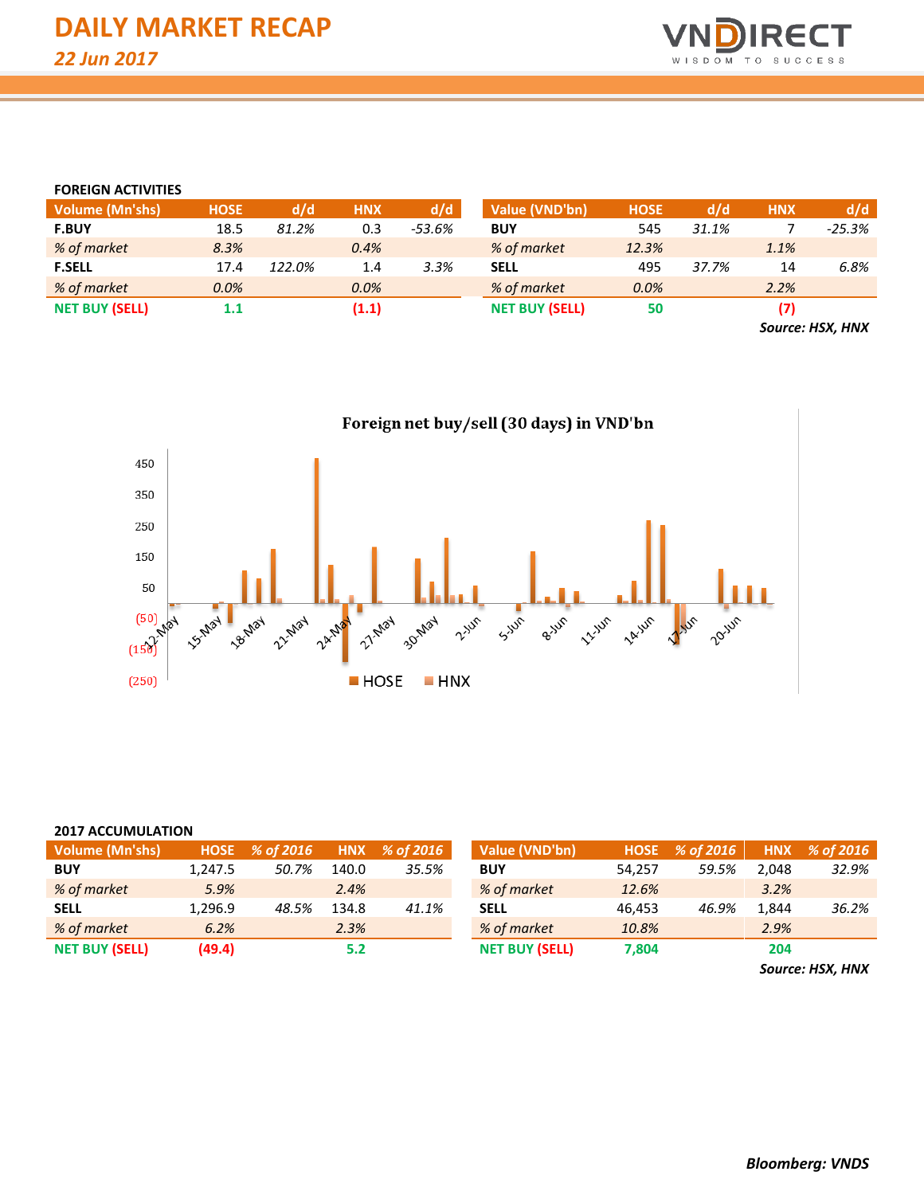# DAILY MARKET RECAP

*22 Jun 2017*

## FOREIGN ACTIVITIES

| Volume (Mn'shs) | HOSE | d/d | HNX | d/d |
|---|---|---|---|---|
| **F.BUY** | 18.5 | *81.2%* | 0.3 | *-53.6%* |
| *% of market* | *8.3%* | | *0.4%* | |
| **F.SELL** | 17.4 | *122.0%* | 1.4 | *3.3%* |
| *% of market* | *0.0%* | | *0.0%* | |
| **NET BUY (SELL)** | **1.1** | | **(1.1)** | |

| Value (VND'bn) | HOSE | d/d | HNX | d/d |
|---|---|---|---|---|
| **BUY** | 545 | *31.1%* | 7 | *-25.3%* |
| *% of market* | *12.3%* | | *1.1%* | |
| **SELL** | 495 | *37.7%* | 14 | *6.8%* |
| *% of market* | *0.0%* | | *2.2%* | |
| **NET BUY (SELL)** | **50** | | **(7)** | |

***Source: HSX, HNX***

**Foreign net buy/sell (30 days) in VND'bn**

## 2017 ACCUMULATION

| Volume (Mn'shs) | HOSE | % of 2016 | HNX | % of 2016 |
|---|---|---|---|---|
| **BUY** | 1,247.5 | *50.7%* | 140.0 | *35.5%* |
| *% of market* | *5.9%* | | *2.4%* | |
| **SELL** | 1,296.9 | *48.5%* | 134.8 | *41.1%* |
| *% of market* | *6.2%* | | *2.3%* | |
| **NET BUY (SELL)** | **(49.4)** | | **5.2** | |

| Value (VND'bn) | HOSE | % of 2016 | HNX | % of 2016 |
|---|---|---|---|---|
| **BUY** | 54,257 | *59.5%* | 2,048 | *32.9%* |
| *% of market* | *12.6%* | | *3.2%* | |
| **SELL** | 46,453 | *46.9%* | 1,844 | *36.2%* |
| *% of market* | *10.8%* | | *2.9%* | |
| **NET BUY (SELL)** | **7,804** | | **204** | |

***Source: HSX, HNX***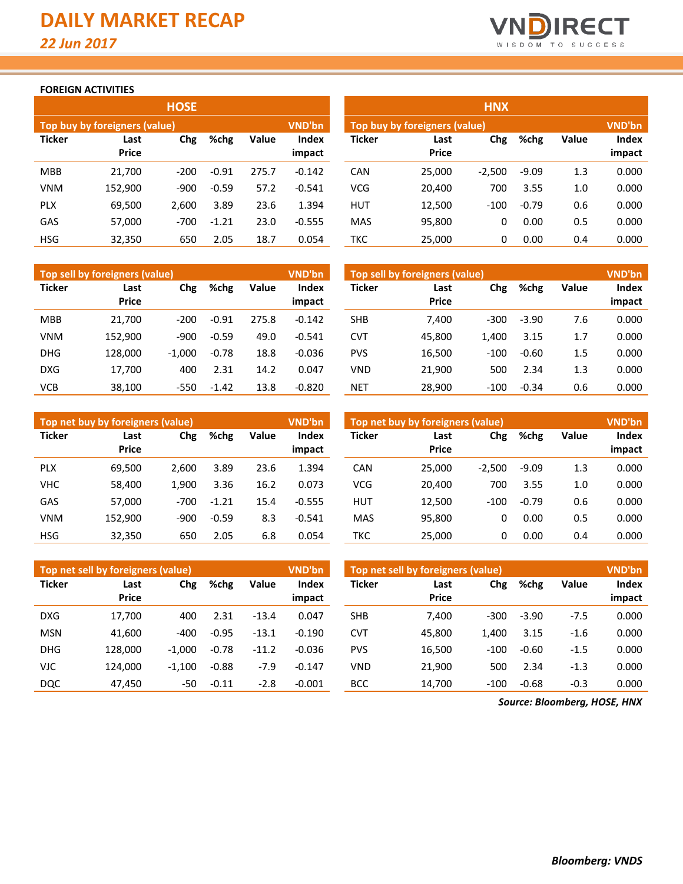# DAILY MARKET RECAP

*22 Jun 2017*

### FOREIGN ACTIVITIES

## HOSE

| Top buy by foreigners (value) | | | | | VND'bn |
|---|---|---|---|---|---|
| Ticker | Last Price | Chg | %chg | Value | Index impact |
| MBB | 21,700 | -200 | -0.91 | 275.7 | -0.142 |
| VNM | 152,900 | -900 | -0.59 | 57.2 | -0.541 |
| PLX | 69,500 | 2,600 | 3.89 | 23.6 | 1.394 |
| GAS | 57,000 | -700 | -1.21 | 23.0 | -0.555 |
| HSG | 32,350 | 650 | 2.05 | 18.7 | 0.054 |

| Top sell by foreigners (value) | | | | | VND'bn |
|---|---|---|---|---|---|
| Ticker | Last Price | Chg | %chg | Value | Index impact |
| MBB | 21,700 | -200 | -0.91 | 275.8 | -0.142 |
| VNM | 152,900 | -900 | -0.59 | 49.0 | -0.541 |
| DHG | 128,000 | -1,000 | -0.78 | 18.8 | -0.036 |
| DXG | 17,700 | 400 | 2.31 | 14.2 | 0.047 |
| VCB | 38,100 | -550 | -1.42 | 13.8 | -0.820 |

| Top net buy by foreigners (value) | | | | | VND'bn |
|---|---|---|---|---|---|
| Ticker | Last Price | Chg | %chg | Value | Index impact |
| PLX | 69,500 | 2,600 | 3.89 | 23.6 | 1.394 |
| VHC | 58,400 | 1,900 | 3.36 | 16.2 | 0.073 |
| GAS | 57,000 | -700 | -1.21 | 15.4 | -0.555 |
| VNM | 152,900 | -900 | -0.59 | 8.3 | -0.541 |
| HSG | 32,350 | 650 | 2.05 | 6.8 | 0.054 |

| Top net sell by foreigners (value) | | | | | VND'bn |
|---|---|---|---|---|---|
| Ticker | Last Price | Chg | %chg | Value | Index impact |
| DXG | 17,700 | 400 | 2.31 | -13.4 | 0.047 |
| MSN | 41,600 | -400 | -0.95 | -13.1 | -0.190 |
| DHG | 128,000 | -1,000 | -0.78 | -11.2 | -0.036 |
| VJC | 124,000 | -1,100 | -0.88 | -7.9 | -0.147 |
| DQC | 47,450 | -50 | -0.11 | -2.8 | -0.001 |

## HNX

| Top buy by foreigners (value) | | | | | VND'bn |
|---|---|---|---|---|---|
| Ticker | Last Price | Chg | %chg | Value | Index impact |
| CAN | 25,000 | -2,500 | -9.09 | 1.3 | 0.000 |
| VCG | 20,400 | 700 | 3.55 | 1.0 | 0.000 |
| HUT | 12,500 | -100 | -0.79 | 0.6 | 0.000 |
| MAS | 95,800 | 0 | 0.00 | 0.5 | 0.000 |
| TKC | 25,000 | 0 | 0.00 | 0.4 | 0.000 |

| Top sell by foreigners (value) | | | | | VND'bn |
|---|---|---|---|---|---|
| Ticker | Last Price | Chg | %chg | Value | Index impact |
| SHB | 7,400 | -300 | -3.90 | 7.6 | 0.000 |
| CVT | 45,800 | 1,400 | 3.15 | 1.7 | 0.000 |
| PVS | 16,500 | -100 | -0.60 | 1.5 | 0.000 |
| VND | 21,900 | 500 | 2.34 | 1.3 | 0.000 |
| NET | 28,900 | -100 | -0.34 | 0.6 | 0.000 |

| Top net buy by foreigners (value) | | | | | VND'bn |
|---|---|---|---|---|---|
| Ticker | Last Price | Chg | %chg | Value | Index impact |
| CAN | 25,000 | -2,500 | -9.09 | 1.3 | 0.000 |
| VCG | 20,400 | 700 | 3.55 | 1.0 | 0.000 |
| HUT | 12,500 | -100 | -0.79 | 0.6 | 0.000 |
| MAS | 95,800 | 0 | 0.00 | 0.5 | 0.000 |
| TKC | 25,000 | 0 | 0.00 | 0.4 | 0.000 |

| Top net sell by foreigners (value) | | | | | VND'bn |
|---|---|---|---|---|---|
| Ticker | Last Price | Chg | %chg | Value | Index impact |
| SHB | 7,400 | -300 | -3.90 | -7.5 | 0.000 |
| CVT | 45,800 | 1,400 | 3.15 | -1.6 | 0.000 |
| PVS | 16,500 | -100 | -0.60 | -1.5 | 0.000 |
| VND | 21,900 | 500 | 2.34 | -1.3 | 0.000 |
| BCC | 14,700 | -100 | -0.68 | -0.3 | 0.000 |

***Source: Bloomberg, HOSE, HNX***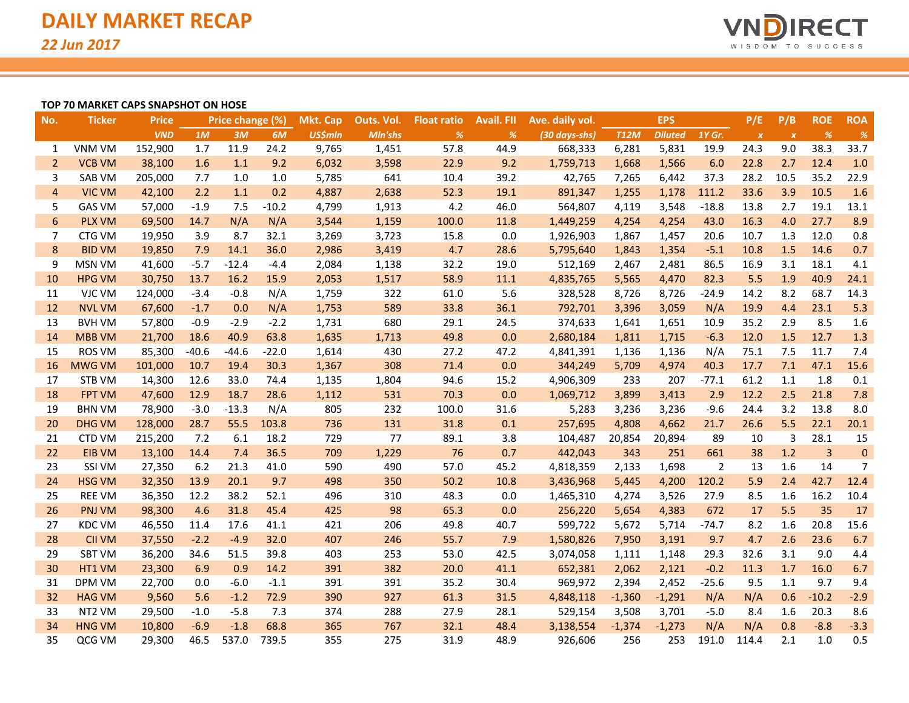# DAILY MARKET RECAP

*22 Jun 2017*

**TOP 70 MARKET CAPS SNAPSHOT ON HOSE**

| No. | Ticker | Price | Price change (%) | | | Mkt. Cap | Outs. Vol. | Float ratio | Avail. FII | Ave. daily vol. | EPS | | | P/E | P/B | ROE | ROA |
|---|---|---|---|---|---|---|---|---|---|---|---|---|---|---|---|---|---|
| | | *VND* | *1M* | *3M* | *6M* | *US$mln* | *Mln'shs* | *%* | *%* | *(30 days-shs)* | *T12M* | *Diluted* | *1Y Gr.* | *x* | *x* | *%* | *%* |
| 1 | VNM VM | 152,900 | 1.7 | 11.9 | 24.2 | 9,765 | 1,451 | 57.8 | 44.9 | 668,333 | 6,281 | 5,831 | 19.9 | 24.3 | 9.0 | 38.3 | 33.7 |
| 2 | VCB VM | 38,100 | 1.6 | 1.1 | 9.2 | 6,032 | 3,598 | 22.9 | 9.2 | 1,759,713 | 1,668 | 1,566 | 6.0 | 22.8 | 2.7 | 12.4 | 1.0 |
| 3 | SAB VM | 205,000 | 7.7 | 1.0 | 1.0 | 5,785 | 641 | 10.4 | 39.2 | 42,765 | 7,265 | 6,442 | 37.3 | 28.2 | 10.5 | 35.2 | 22.9 |
| 4 | VIC VM | 42,100 | 2.2 | 1.1 | 0.2 | 4,887 | 2,638 | 52.3 | 19.1 | 891,347 | 1,255 | 1,178 | 111.2 | 33.6 | 3.9 | 10.5 | 1.6 |
| 5 | GAS VM | 57,000 | -1.9 | 7.5 | -10.2 | 4,799 | 1,913 | 4.2 | 46.0 | 564,807 | 4,119 | 3,548 | -18.8 | 13.8 | 2.7 | 19.1 | 13.1 |
| 6 | PLX VM | 69,500 | 14.7 | N/A | N/A | 3,544 | 1,159 | 100.0 | 11.8 | 1,449,259 | 4,254 | 4,254 | 43.0 | 16.3 | 4.0 | 27.7 | 8.9 |
| 7 | CTG VM | 19,950 | 3.9 | 8.7 | 32.1 | 3,269 | 3,723 | 15.8 | 0.0 | 1,926,903 | 1,867 | 1,457 | 20.6 | 10.7 | 1.3 | 12.0 | 0.8 |
| 8 | BID VM | 19,850 | 7.9 | 14.1 | 36.0 | 2,986 | 3,419 | 4.7 | 28.6 | 5,795,640 | 1,843 | 1,354 | -5.1 | 10.8 | 1.5 | 14.6 | 0.7 |
| 9 | MSN VM | 41,600 | -5.7 | -12.4 | -4.4 | 2,084 | 1,138 | 32.2 | 19.0 | 512,169 | 2,467 | 2,481 | 86.5 | 16.9 | 3.1 | 18.1 | 4.1 |
| 10 | HPG VM | 30,750 | 13.7 | 16.2 | 15.9 | 2,053 | 1,517 | 58.9 | 11.1 | 4,835,765 | 5,565 | 4,470 | 82.3 | 5.5 | 1.9 | 40.9 | 24.1 |
| 11 | VJC VM | 124,000 | -3.4 | -0.8 | N/A | 1,759 | 322 | 61.0 | 5.6 | 328,528 | 8,726 | 8,726 | -24.9 | 14.2 | 8.2 | 68.7 | 14.3 |
| 12 | NVL VM | 67,600 | -1.7 | 0.0 | N/A | 1,753 | 589 | 33.8 | 36.1 | 792,701 | 3,396 | 3,059 | N/A | 19.9 | 4.4 | 23.1 | 5.3 |
| 13 | BVH VM | 57,800 | -0.9 | -2.9 | -2.2 | 1,731 | 680 | 29.1 | 24.5 | 374,633 | 1,641 | 1,651 | 10.9 | 35.2 | 2.9 | 8.5 | 1.6 |
| 14 | MBB VM | 21,700 | 18.6 | 40.9 | 63.8 | 1,635 | 1,713 | 49.8 | 0.0 | 2,680,184 | 1,811 | 1,715 | -6.3 | 12.0 | 1.5 | 12.7 | 1.3 |
| 15 | ROS VM | 85,300 | -40.6 | -44.6 | -22.0 | 1,614 | 430 | 27.2 | 47.2 | 4,841,391 | 1,136 | 1,136 | N/A | 75.1 | 7.5 | 11.7 | 7.4 |
| 16 | MWG VM | 101,000 | 10.7 | 19.4 | 30.3 | 1,367 | 308 | 71.4 | 0.0 | 344,249 | 5,709 | 4,974 | 40.3 | 17.7 | 7.1 | 47.1 | 15.6 |
| 17 | STB VM | 14,300 | 12.6 | 33.0 | 74.4 | 1,135 | 1,804 | 94.6 | 15.2 | 4,906,309 | 233 | 207 | -77.1 | 61.2 | 1.1 | 1.8 | 0.1 |
| 18 | FPT VM | 47,600 | 12.9 | 18.7 | 28.6 | 1,112 | 531 | 70.3 | 0.0 | 1,069,712 | 3,899 | 3,413 | 2.9 | 12.2 | 2.5 | 21.8 | 7.8 |
| 19 | BHN VM | 78,900 | -3.0 | -13.3 | N/A | 805 | 232 | 100.0 | 31.6 | 5,283 | 3,236 | 3,236 | -9.6 | 24.4 | 3.2 | 13.8 | 8.0 |
| 20 | DHG VM | 128,000 | 28.7 | 55.5 | 103.8 | 736 | 131 | 31.8 | 0.1 | 257,695 | 4,808 | 4,662 | 21.7 | 26.6 | 5.5 | 22.1 | 20.1 |
| 21 | CTD VM | 215,200 | 7.2 | 6.1 | 18.2 | 729 | 77 | 89.1 | 3.8 | 104,487 | 20,854 | 20,894 | 89 | 10 | 3 | 28.1 | 15 |
| 22 | EIB VM | 13,100 | 14.4 | 7.4 | 36.5 | 709 | 1,229 | 76 | 0.7 | 442,043 | 343 | 251 | 661 | 38 | 1.2 | 3 | 0 |
| 23 | SSI VM | 27,350 | 6.2 | 21.3 | 41.0 | 590 | 490 | 57.0 | 45.2 | 4,818,359 | 2,133 | 1,698 | 2 | 13 | 1.6 | 14 | 7 |
| 24 | HSG VM | 32,350 | 13.9 | 20.1 | 9.7 | 498 | 350 | 50.2 | 10.8 | 3,436,968 | 5,445 | 4,200 | 120.2 | 5.9 | 2.4 | 42.7 | 12.4 |
| 25 | REE VM | 36,350 | 12.2 | 38.2 | 52.1 | 496 | 310 | 48.3 | 0.0 | 1,465,310 | 4,274 | 3,526 | 27.9 | 8.5 | 1.6 | 16.2 | 10.4 |
| 26 | PNJ VM | 98,300 | 4.6 | 31.8 | 45.4 | 425 | 98 | 65.3 | 0.0 | 256,220 | 5,654 | 4,383 | 672 | 17 | 5.5 | 35 | 17 |
| 27 | KDC VM | 46,550 | 11.4 | 17.6 | 41.1 | 421 | 206 | 49.8 | 40.7 | 599,722 | 5,672 | 5,714 | -74.7 | 8.2 | 1.6 | 20.8 | 15.6 |
| 28 | CII VM | 37,550 | -2.2 | -4.9 | 32.0 | 407 | 246 | 55.7 | 7.9 | 1,580,826 | 7,950 | 3,191 | 9.7 | 4.7 | 2.6 | 23.6 | 6.7 |
| 29 | SBT VM | 36,200 | 34.6 | 51.5 | 39.8 | 403 | 253 | 53.0 | 42.5 | 3,074,058 | 1,111 | 1,148 | 29.3 | 32.6 | 3.1 | 9.0 | 4.4 |
| 30 | HT1 VM | 23,300 | 6.9 | 0.9 | 14.2 | 391 | 382 | 20.0 | 41.1 | 652,381 | 2,062 | 2,121 | -0.2 | 11.3 | 1.7 | 16.0 | 6.7 |
| 31 | DPM VM | 22,700 | 0.0 | -6.0 | -1.1 | 391 | 391 | 35.2 | 30.4 | 969,972 | 2,394 | 2,452 | -25.6 | 9.5 | 1.1 | 9.7 | 9.4 |
| 32 | HAG VM | 9,560 | 5.6 | -1.2 | 72.9 | 390 | 927 | 61.3 | 31.5 | 4,848,118 | -1,360 | -1,291 | N/A | N/A | 0.6 | -10.2 | -2.9 |
| 33 | NT2 VM | 29,500 | -1.0 | -5.8 | 7.3 | 374 | 288 | 27.9 | 28.1 | 529,154 | 3,508 | 3,701 | -5.0 | 8.4 | 1.6 | 20.3 | 8.6 |
| 34 | HNG VM | 10,800 | -6.9 | -1.8 | 68.8 | 365 | 767 | 32.1 | 48.4 | 3,138,554 | -1,374 | -1,273 | N/A | N/A | 0.8 | -8.8 | -3.3 |
| 35 | QCG VM | 29,300 | 46.5 | 537.0 | 739.5 | 355 | 275 | 31.9 | 48.9 | 926,606 | 256 | 253 | 191.0 | 114.4 | 2.1 | 1.0 | 0.5 |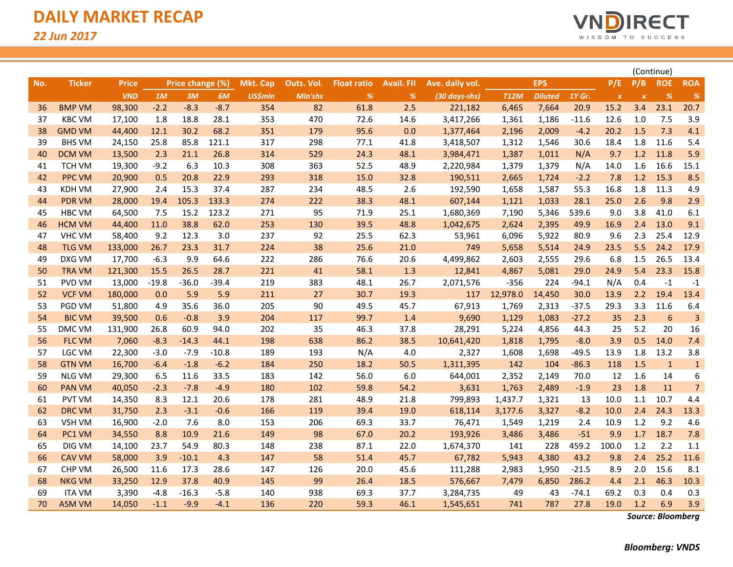# DAILY MARKET RECAP

*22 Jun 2017*

(Continue)

| No. | Ticker | Price | Price change (%) | | | Mkt. Cap | Outs. Vol. | Float ratio | Avail. FII | Ave. daily vol. | EPS | | | P/E | P/B | ROE | ROA |
|---|---|---|---|---|---|---|---|---|---|---|---|---|---|---|---|---|---|
| | | VND | 1M | 3M | 6M | US$mln | Mln'shs | % | % | (30 days-shs) | T12M | Diluted | 1Y Gr. | x | x | % | % |
| 36 | BMP VM | 98,300 | -2.2 | -8.3 | -8.7 | 354 | 82 | 61.8 | 2.5 | 221,182 | 6,465 | 7,664 | 20.9 | 15.2 | 3.4 | 23.1 | 20.7 |
| 37 | KBC VM | 17,100 | 1.8 | 18.8 | 28.1 | 353 | 470 | 72.6 | 14.6 | 3,417,266 | 1,361 | 1,186 | -11.6 | 12.6 | 1.0 | 7.5 | 3.9 |
| 38 | GMD VM | 44,400 | 12.1 | 30.2 | 68.2 | 351 | 179 | 95.6 | 0.0 | 1,377,464 | 2,196 | 2,009 | -4.2 | 20.2 | 1.5 | 7.3 | 4.1 |
| 39 | BHS VM | 24,150 | 25.8 | 85.8 | 121.1 | 317 | 298 | 77.1 | 41.8 | 3,418,507 | 1,312 | 1,546 | 30.6 | 18.4 | 1.8 | 11.6 | 5.4 |
| 40 | DCM VM | 13,500 | 2.3 | 21.1 | 26.8 | 314 | 529 | 24.3 | 48.1 | 3,984,471 | 1,387 | 1,011 | N/A | 9.7 | 1.2 | 11.8 | 5.9 |
| 41 | TCH VM | 19,300 | -9.2 | 6.3 | 10.3 | 308 | 363 | 52.5 | 48.9 | 2,220,984 | 1,379 | 1,379 | N/A | 14.0 | 1.6 | 16.6 | 15.1 |
| 42 | PPC VM | 20,900 | 0.5 | 20.8 | 22.9 | 293 | 318 | 15.0 | 32.8 | 190,511 | 2,665 | 1,724 | -2.2 | 7.8 | 1.2 | 15.3 | 8.5 |
| 43 | KDH VM | 27,900 | 2.4 | 15.3 | 37.4 | 287 | 234 | 48.5 | 2.6 | 192,590 | 1,658 | 1,587 | 55.3 | 16.8 | 1.8 | 11.3 | 4.9 |
| 44 | PDR VM | 28,000 | 19.4 | 105.3 | 133.3 | 274 | 222 | 38.3 | 48.1 | 607,144 | 1,121 | 1,033 | 28.1 | 25.0 | 2.6 | 9.8 | 2.9 |
| 45 | HBC VM | 64,500 | 7.5 | 15.2 | 123.2 | 271 | 95 | 71.9 | 25.1 | 1,680,369 | 7,190 | 5,346 | 539.6 | 9.0 | 3.8 | 41.0 | 6.1 |
| 46 | HCM VM | 44,400 | 11.0 | 38.8 | 62.0 | 253 | 130 | 39.5 | 48.8 | 1,042,675 | 2,624 | 2,395 | 49.9 | 16.9 | 2.4 | 13.0 | 9.1 |
| 47 | VHC VM | 58,400 | 9.2 | 12.3 | 3.0 | 237 | 92 | 25.5 | 62.3 | 53,961 | 6,096 | 5,922 | 80.9 | 9.6 | 2.3 | 25.4 | 12.9 |
| 48 | TLG VM | 133,000 | 26.7 | 23.3 | 31.7 | 224 | 38 | 25.6 | 21.0 | 749 | 5,658 | 5,514 | 24.9 | 23.5 | 5.5 | 24.2 | 17.9 |
| 49 | DXG VM | 17,700 | -6.3 | 9.9 | 64.6 | 222 | 286 | 76.6 | 20.6 | 4,499,862 | 2,603 | 2,555 | 29.6 | 6.8 | 1.5 | 26.5 | 13.4 |
| 50 | TRA VM | 121,300 | 15.5 | 26.5 | 28.7 | 221 | 41 | 58.1 | 1.3 | 12,841 | 4,867 | 5,081 | 29.0 | 24.9 | 5.4 | 23.3 | 15.8 |
| 51 | PVD VM | 13,000 | -19.8 | -36.0 | -39.4 | 219 | 383 | 48.1 | 26.7 | 2,071,576 | -356 | 224 | -94.1 | N/A | 0.4 | -1 | -1 |
| 52 | VCF VM | 180,000 | 0.0 | 5.9 | 5.9 | 211 | 27 | 30.7 | 19.3 | 117 | 12,978.0 | 14,450 | 30.0 | 13.9 | 2.2 | 19.4 | 13.4 |
| 53 | PGD VM | 51,800 | 4.9 | 35.6 | 36.0 | 205 | 90 | 49.5 | 45.7 | 67,913 | 1,769 | 2,313 | -37.5 | 29.3 | 3.3 | 11.6 | 6.4 |
| 54 | BIC VM | 39,500 | 0.6 | -0.8 | 3.9 | 204 | 117 | 99.7 | 1.4 | 9,690 | 1,129 | 1,083 | -27.2 | 35 | 2.3 | 6 | 3 |
| 55 | DMC VM | 131,900 | 26.8 | 60.9 | 94.0 | 202 | 35 | 46.3 | 37.8 | 28,291 | 5,224 | 4,856 | 44.3 | 25 | 5.2 | 20 | 16 |
| 56 | FLC VM | 7,060 | -8.3 | -14.3 | 44.1 | 198 | 638 | 86.2 | 38.5 | 10,641,420 | 1,818 | 1,795 | -8.0 | 3.9 | 0.5 | 14.0 | 7.4 |
| 57 | LGC VM | 22,300 | -3.0 | -7.9 | -10.8 | 189 | 193 | N/A | 4.0 | 2,327 | 1,608 | 1,698 | -49.5 | 13.9 | 1.8 | 13.2 | 3.8 |
| 58 | GTN VM | 16,700 | -6.4 | -1.8 | -6.2 | 184 | 250 | 18.2 | 50.5 | 1,311,395 | 142 | 104 | -86.3 | 118 | 1.5 | 1 | 1 |
| 59 | NLG VM | 29,300 | 6.5 | 11.6 | 33.5 | 183 | 142 | 56.0 | 6.0 | 644,001 | 2,352 | 2,149 | 70.0 | 12 | 1.6 | 14 | 6 |
| 60 | PAN VM | 40,050 | -2.3 | -7.8 | -4.9 | 180 | 102 | 59.8 | 54.2 | 3,631 | 1,763 | 2,489 | -1.9 | 23 | 1.8 | 11 | 7 |
| 61 | PVT VM | 14,350 | 8.3 | 12.1 | 20.6 | 178 | 281 | 48.9 | 21.8 | 799,893 | 1,437.7 | 1,321 | 13 | 10.0 | 1.1 | 10.7 | 4.4 |
| 62 | DRC VM | 31,750 | 2.3 | -3.1 | -0.6 | 166 | 119 | 39.4 | 19.0 | 618,114 | 3,177.6 | 3,327 | -8.2 | 10.0 | 2.4 | 24.3 | 13.3 |
| 63 | VSH VM | 16,900 | -2.0 | 7.6 | 8.0 | 153 | 206 | 69.3 | 33.7 | 76,471 | 1,549 | 1,219 | 2.4 | 10.9 | 1.2 | 9.2 | 4.6 |
| 64 | PC1 VM | 34,550 | 8.8 | 10.9 | 21.6 | 149 | 98 | 67.0 | 20.2 | 193,926 | 3,486 | 3,486 | -51 | 9.9 | 1.7 | 18.7 | 7.8 |
| 65 | DIG VM | 14,100 | 23.7 | 54.9 | 80.3 | 148 | 238 | 87.1 | 22.0 | 1,674,370 | 141 | 228 | 459.2 | 100.0 | 1.2 | 2.2 | 1.1 |
| 66 | CAV VM | 58,000 | 3.9 | -10.1 | 4.3 | 147 | 58 | 51.4 | 45.7 | 67,782 | 5,943 | 4,380 | 43.2 | 9.8 | 2.4 | 25.2 | 11.6 |
| 67 | CHP VM | 26,500 | 11.6 | 17.3 | 28.6 | 147 | 126 | 20.0 | 45.6 | 111,288 | 2,983 | 1,950 | -21.5 | 8.9 | 2.0 | 15.6 | 8.1 |
| 68 | NKG VM | 33,250 | 12.9 | 37.8 | 40.9 | 145 | 99 | 26.4 | 18.5 | 576,667 | 7,479 | 6,850 | 286.2 | 4.4 | 2.1 | 46.3 | 10.3 |
| 69 | ITA VM | 3,390 | -4.8 | -16.3 | -5.8 | 140 | 938 | 69.3 | 37.7 | 3,284,735 | 49 | 43 | -74.1 | 69.2 | 0.3 | 0.4 | 0.3 |
| 70 | ASM VM | 14,050 | -1.1 | -9.9 | -4.1 | 136 | 220 | 59.3 | 46.1 | 1,545,651 | 741 | 787 | 27.8 | 19.0 | 1.2 | 6.9 | 3.9 |

***Source: Bloomberg***

***Bloomberg: VNDS***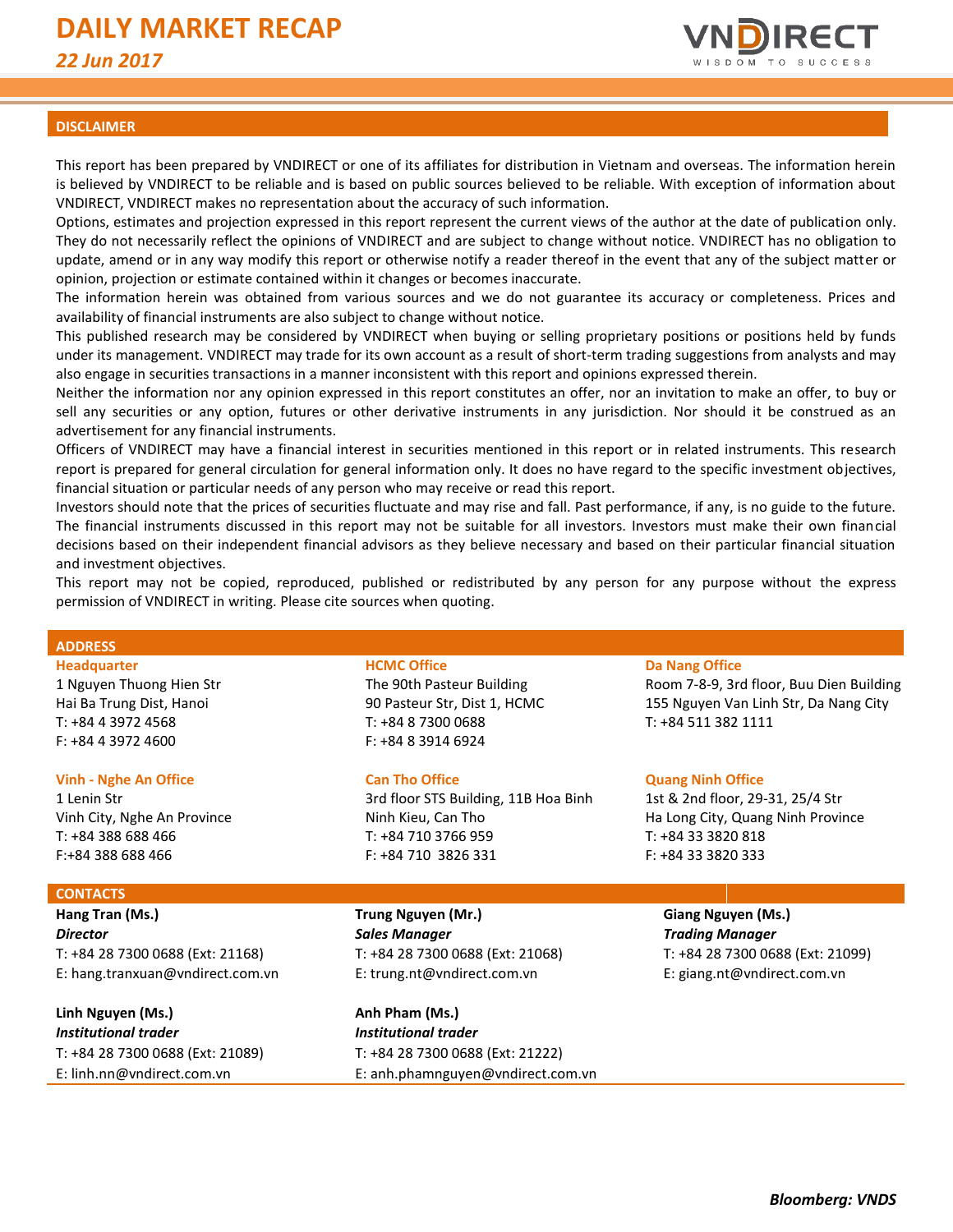# DAILY MARKET RECAP

*22 Jun 2017*

## DISCLAIMER

This report has been prepared by VNDIRECT or one of its affiliates for distribution in Vietnam and overseas. The information herein is believed by VNDIRECT to be reliable and is based on public sources believed to be reliable. With exception of information about VNDIRECT, VNDIRECT makes no representation about the accuracy of such information.

Options, estimates and projection expressed in this report represent the current views of the author at the date of publication only. They do not necessarily reflect the opinions of VNDIRECT and are subject to change without notice. VNDIRECT has no obligation to update, amend or in any way modify this report or otherwise notify a reader thereof in the event that any of the subject matter or opinion, projection or estimate contained within it changes or becomes inaccurate.

The information herein was obtained from various sources and we do not guarantee its accuracy or completeness. Prices and availability of financial instruments are also subject to change without notice.

This published research may be considered by VNDIRECT when buying or selling proprietary positions or positions held by funds under its management. VNDIRECT may trade for its own account as a result of short-term trading suggestions from analysts and may also engage in securities transactions in a manner inconsistent with this report and opinions expressed therein.

Neither the information nor any opinion expressed in this report constitutes an offer, nor an invitation to make an offer, to buy or sell any securities or any option, futures or other derivative instruments in any jurisdiction. Nor should it be construed as an advertisement for any financial instruments.

Officers of VNDIRECT may have a financial interest in securities mentioned in this report or in related instruments. This research report is prepared for general circulation for general information only. It does no have regard to the specific investment objectives, financial situation or particular needs of any person who may receive or read this report.

Investors should note that the prices of securities fluctuate and may rise and fall. Past performance, if any, is no guide to the future. The financial instruments discussed in this report may not be suitable for all investors. Investors must make their own financial decisions based on their independent financial advisors as they believe necessary and based on their particular financial situation and investment objectives.

This report may not be copied, reproduced, published or redistributed by any person for any purpose without the express permission of VNDIRECT in writing. Please cite sources when quoting.

## ADDRESS

**Headquarter**
1 Nguyen Thuong Hien Str
Hai Ba Trung Dist, Hanoi
T: +84 4 3972 4568
F: +84 4 3972 4600

**HCMC Office**
The 90th Pasteur Building
90 Pasteur Str, Dist 1, HCMC
T: +84 8 7300 0688
F: +84 8 3914 6924

**Da Nang Office**
Room 7-8-9, 3rd floor, Buu Dien Building
155 Nguyen Van Linh Str, Da Nang City
T: +84 511 382 1111

**Vinh - Nghe An Office**
1 Lenin Str
Vinh City, Nghe An Province
T: +84 388 688 466
F:+84 388 688 466

**Can Tho Office**
3rd floor STS Building, 11B Hoa Binh
Ninh Kieu, Can Tho
T: +84 710 3766 959
F: +84 710 3826 331

**Quang Ninh Office**
1st & 2nd floor, 29-31, 25/4 Str
Ha Long City, Quang Ninh Province
T: +84 33 3820 818
F: +84 33 3820 333

## CONTACTS

**Hang Tran (Ms.)**
*Director*
T: +84 28 7300 0688 (Ext: 21168)
E: hang.tranxuan@vndirect.com.vn

**Trung Nguyen (Mr.)**
*Sales Manager*
T: +84 28 7300 0688 (Ext: 21068)
E: trung.nt@vndirect.com.vn

**Giang Nguyen (Ms.)**
*Trading Manager*
T: +84 28 7300 0688 (Ext: 21099)
E: giang.nt@vndirect.com.vn

**Linh Nguyen (Ms.)**
*Institutional trader*
T: +84 28 7300 0688 (Ext: 21089)
E: linh.nn@vndirect.com.vn

**Anh Pham (Ms.)**
*Institutional trader*
T: +84 28 7300 0688 (Ext: 21222)
E: anh.phamnguyen@vndirect.com.vn

***Bloomberg: VNDS***